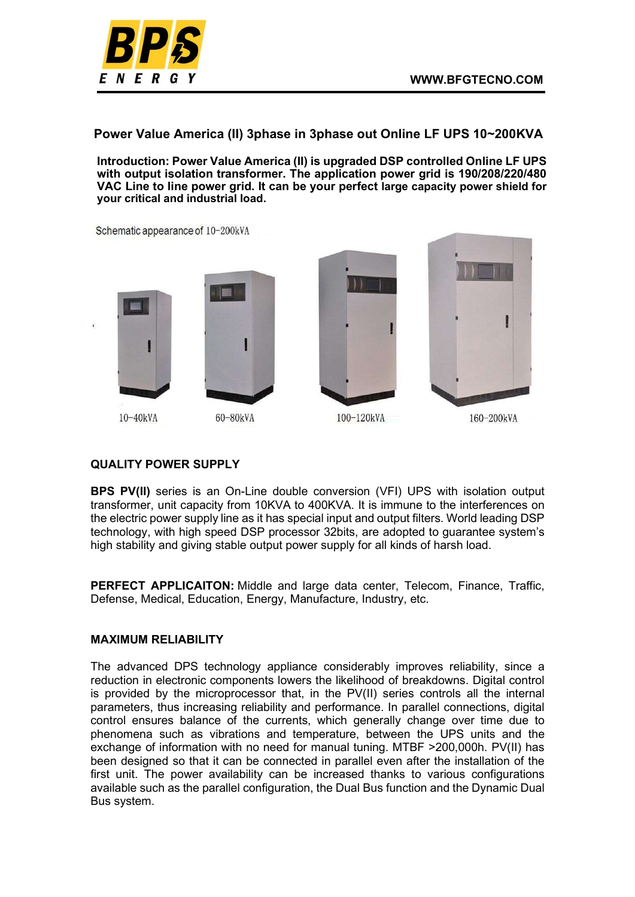# Power Value America (II) 3phase in 3phase out Online LF UPS 10~200KVA

**Introduction: Power Value America (II) is upgraded DSP controlled Online LF UPS with output isolation transformer. The application power grid is 190/208/220/480 VAC Line to line power grid. It can be your perfect large capacity power shield for your critical and industrial load.**

Schematic appearance of 10-200kVA

10-40kVA 60-80kVA 100-120kVA 160-200kVA

## QUALITY POWER SUPPLY

**BPS PV(II)** series is an On-Line double conversion (VFI) UPS with isolation output transformer, unit capacity from 10KVA to 400KVA. It is immune to the interferences on the electric power supply line as it has special input and output filters. World leading DSP technology, with high speed DSP processor 32bits, are adopted to guarantee system's high stability and giving stable output power supply for all kinds of harsh load.

**PERFECT APPLICAITON:** Middle and large data center, Telecom, Finance, Traffic, Defense, Medical, Education, Energy, Manufacture, Industry, etc.

## MAXIMUM RELIABILITY

The advanced DPS technology appliance considerably improves reliability, since a reduction in electronic components lowers the likelihood of breakdowns. Digital control is provided by the microprocessor that, in the PV(II) series controls all the internal parameters, thus increasing reliability and performance. In parallel connections, digital control ensures balance of the currents, which generally change over time due to phenomena such as vibrations and temperature, between the UPS units and the exchange of information with no need for manual tuning. MTBF >200,000h. PV(II) has been designed so that it can be connected in parallel even after the installation of the first unit. The power availability can be increased thanks to various configurations available such as the parallel configuration, the Dual Bus function and the Dynamic Dual Bus system.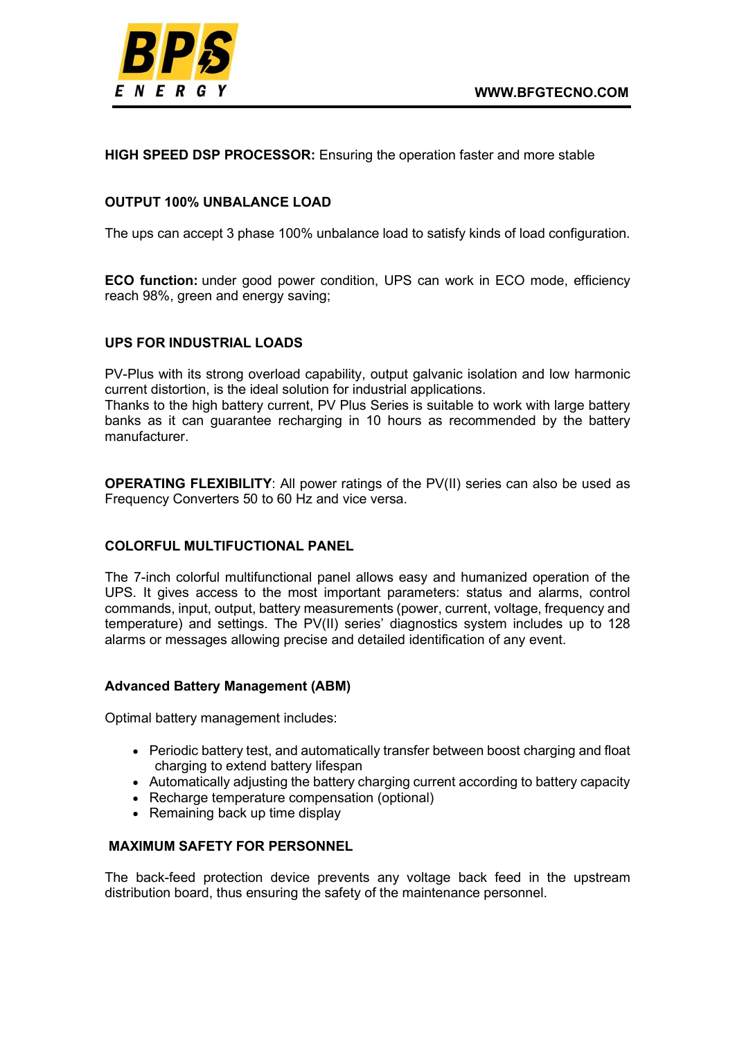**HIGH SPEED DSP PROCESSOR:** Ensuring the operation faster and more stable

## OUTPUT 100% UNBALANCE LOAD

The ups can accept 3 phase 100% unbalance load to satisfy kinds of load configuration.

**ECO function:** under good power condition, UPS can work in ECO mode, efficiency reach 98%, green and energy saving;

## UPS FOR INDUSTRIAL LOADS

PV-Plus with its strong overload capability, output galvanic isolation and low harmonic current distortion, is the ideal solution for industrial applications.
Thanks to the high battery current, PV Plus Series is suitable to work with large battery banks as it can guarantee recharging in 10 hours as recommended by the battery manufacturer.

**OPERATING FLEXIBILITY**: All power ratings of the PV(II) series can also be used as Frequency Converters 50 to 60 Hz and vice versa.

## COLORFUL MULTIFUCTIONAL PANEL

The 7-inch colorful multifunctional panel allows easy and humanized operation of the UPS. It gives access to the most important parameters: status and alarms, control commands, input, output, battery measurements (power, current, voltage, frequency and temperature) and settings. The PV(II) series' diagnostics system includes up to 128 alarms or messages allowing precise and detailed identification of any event.

## Advanced Battery Management (ABM)

Optimal battery management includes:

- Periodic battery test, and automatically transfer between boost charging and float charging to extend battery lifespan
- Automatically adjusting the battery charging current according to battery capacity
- Recharge temperature compensation (optional)
- Remaining back up time display

## MAXIMUM SAFETY FOR PERSONNEL

The back-feed protection device prevents any voltage back feed in the upstream distribution board, thus ensuring the safety of the maintenance personnel.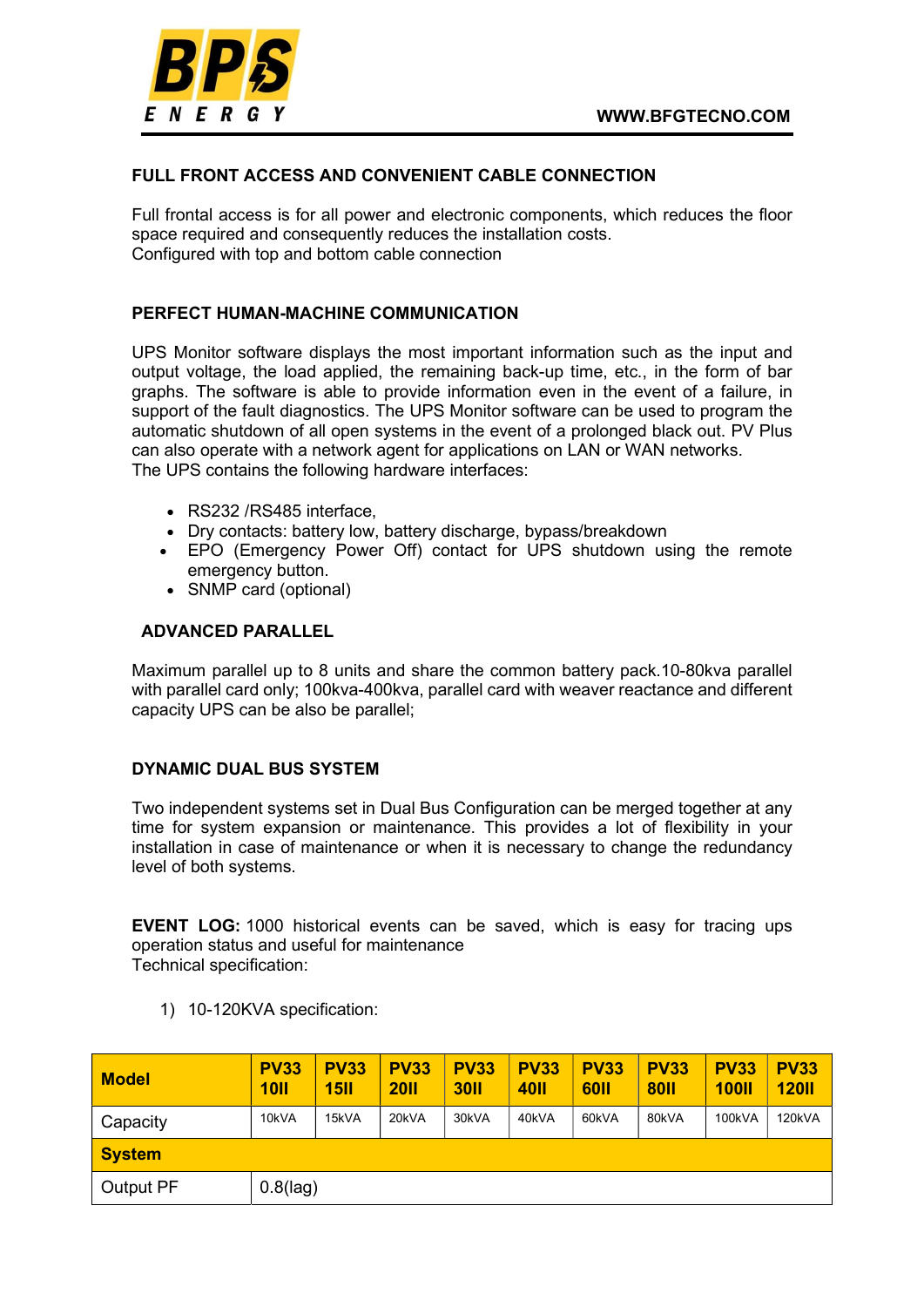## FULL FRONT ACCESS AND CONVENIENT CABLE CONNECTION

Full frontal access is for all power and electronic components, which reduces the floor space required and consequently reduces the installation costs.
Configured with top and bottom cable connection

## PERFECT HUMAN-MACHINE COMMUNICATION

UPS Monitor software displays the most important information such as the input and output voltage, the load applied, the remaining back-up time, etc., in the form of bar graphs. The software is able to provide information even in the event of a failure, in support of the fault diagnostics. The UPS Monitor software can be used to program the automatic shutdown of all open systems in the event of a prolonged black out. PV Plus can also operate with a network agent for applications on LAN or WAN networks.
The UPS contains the following hardware interfaces:

- RS232 /RS485 interface,
- Dry contacts: battery low, battery discharge, bypass/breakdown
- EPO (Emergency Power Off) contact for UPS shutdown using the remote emergency button.
- SNMP card (optional)

## ADVANCED PARALLEL

Maximum parallel up to 8 units and share the common battery pack.10-80kva parallel with parallel card only; 100kva-400kva, parallel card with weaver reactance and different capacity UPS can be also be parallel;

## DYNAMIC DUAL BUS SYSTEM

Two independent systems set in Dual Bus Configuration can be merged together at any time for system expansion or maintenance. This provides a lot of flexibility in your installation in case of maintenance or when it is necessary to change the redundancy level of both systems.

**EVENT LOG:** 1000 historical events can be saved, which is easy for tracing ups operation status and useful for maintenance
Technical specification:

1) 10-120KVA specification:

| Model | PV33 10II | PV33 15II | PV33 20II | PV33 30II | PV33 40II | PV33 60II | PV33 80II | PV33 100II | PV33 120II |
|---|---|---|---|---|---|---|---|---|---|
| Capacity | 10kVA | 15kVA | 20kVA | 30kVA | 40kVA | 60kVA | 80kVA | 100kVA | 120kVA |
| **System** | | | | | | | | | |
| Output PF | 0.8(lag) | | | | | | | | |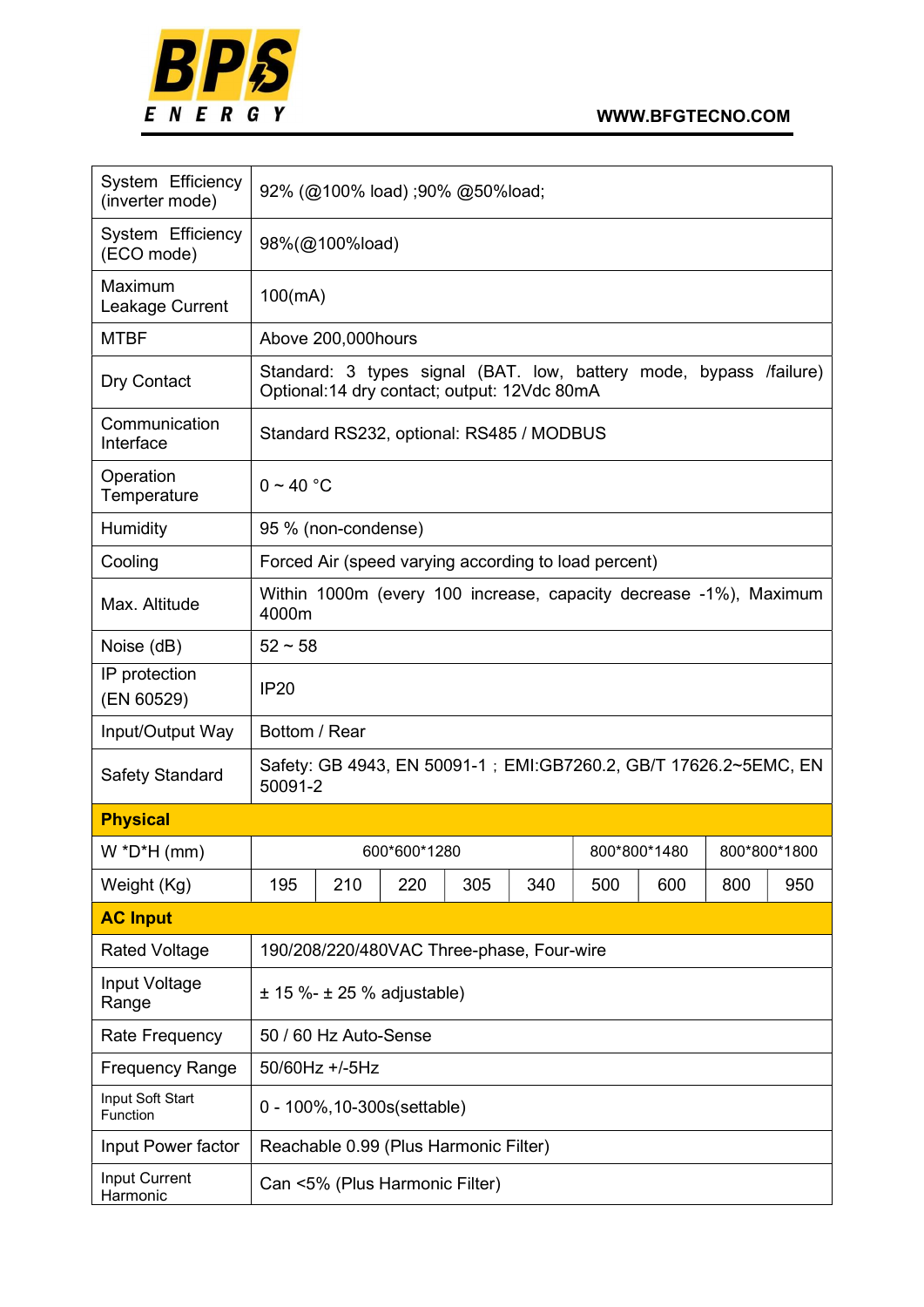| | | | | | | | | | |
|---|---|---|---|---|---|---|---|---|---|
| System Efficiency (inverter mode) | 92% (@100% load) ;90% @50%load; | | | | | | | | |
| System Efficiency (ECO mode) | 98%(@100%load) | | | | | | | | |
| Maximum Leakage Current | 100(mA) | | | | | | | | |
| MTBF | Above 200,000hours | | | | | | | | |
| Dry Contact | Standard: 3 types signal (BAT. low, battery mode, bypass /failure) Optional:14 dry contact; output: 12Vdc 80mA | | | | | | | | |
| Communication Interface | Standard RS232, optional: RS485 / MODBUS | | | | | | | | |
| Operation Temperature | 0 ~ 40 °C | | | | | | | | |
| Humidity | 95 % (non-condense) | | | | | | | | |
| Cooling | Forced Air (speed varying according to load percent) | | | | | | | | |
| Max. Altitude | Within 1000m (every 100 increase, capacity decrease -1%), Maximum 4000m | | | | | | | | |
| Noise (dB) | 52 ~ 58 | | | | | | | | |
| IP protection (EN 60529) | IP20 | | | | | | | | |
| Input/Output Way | Bottom / Rear | | | | | | | | |
| Safety Standard | Safety: GB 4943, EN 50091-1；EMI:GB7260.2, GB/T 17626.2~5EMC, EN 50091-2 | | | | | | | | |
| **Physical** | | | | | | | | | |
| W *D*H (mm) | 600*600*1280 | | | | | 800*800*1480 | | 800*800*1800 | |
| Weight (Kg) | 195 | 210 | 220 | 305 | 340 | 500 | 600 | 800 | 950 |
| **AC Input** | | | | | | | | | |
| Rated Voltage | 190/208/220/480VAC Three-phase, Four-wire | | | | | | | | |
| Input Voltage Range | ± 15 %- ± 25 % adjustable) | | | | | | | | |
| Rate Frequency | 50 / 60 Hz Auto-Sense | | | | | | | | |
| Frequency Range | 50/60Hz +/-5Hz | | | | | | | | |
| Input Soft Start Function | 0 - 100%,10-300s(settable) | | | | | | | | |
| Input Power factor | Reachable 0.99 (Plus Harmonic Filter) | | | | | | | | |
| Input Current Harmonic | Can <5% (Plus Harmonic Filter) | | | | | | | | |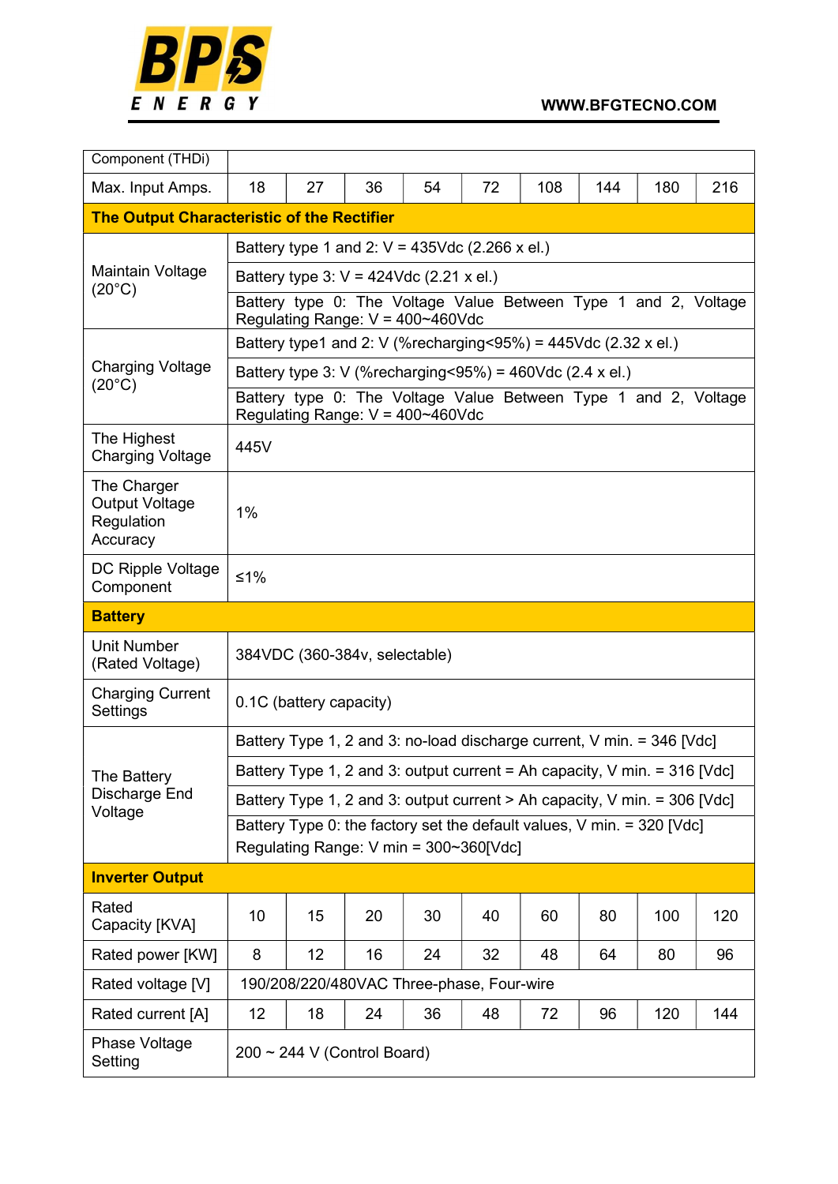| Component (THDi) | | | | | | | | | |
|---|---|---|---|---|---|---|---|---|---|
| Max. Input Amps. | 18 | 27 | 36 | 54 | 72 | 108 | 144 | 180 | 216 |
| **The Output Characteristic of the Rectifier** | | | | | | | | | |
| Maintain Voltage (20°C) | Battery type 1 and 2: V = 435Vdc (2.266 x el.) | | | | | | | | |
| | Battery type 3: V = 424Vdc (2.21 x el.) | | | | | | | | |
| | Battery type 0: The Voltage Value Between Type 1 and 2, Voltage Regulating Range: V = 400~460Vdc | | | | | | | | |
| Charging Voltage (20°C) | Battery type1 and 2: V (%recharging<95%) = 445Vdc (2.32 x el.) | | | | | | | | |
| | Battery type 3: V (%recharging<95%) = 460Vdc (2.4 x el.) | | | | | | | | |
| | Battery type 0: The Voltage Value Between Type 1 and 2, Voltage Regulating Range: V = 400~460Vdc | | | | | | | | |
| The Highest Charging Voltage | 445V | | | | | | | | |
| The Charger Output Voltage Regulation Accuracy | 1% | | | | | | | | |
| DC Ripple Voltage Component | ≤1% | | | | | | | | |
| **Battery** | | | | | | | | | |
| Unit Number (Rated Voltage) | 384VDC (360-384v, selectable) | | | | | | | | |
| Charging Current Settings | 0.1C (battery capacity) | | | | | | | | |
| The Battery Discharge End Voltage | Battery Type 1, 2 and 3: no-load discharge current, V min. = 346 [Vdc] | | | | | | | | |
| | Battery Type 1, 2 and 3: output current = Ah capacity, V min. = 316 [Vdc] | | | | | | | | |
| | Battery Type 1, 2 and 3: output current > Ah capacity, V min. = 306 [Vdc] | | | | | | | | |
| | Battery Type 0: the factory set the default values, V min. = 320 [Vdc] Regulating Range: V min = 300~360[Vdc] | | | | | | | | |
| **Inverter Output** | | | | | | | | | |
| Rated Capacity [KVA] | 10 | 15 | 20 | 30 | 40 | 60 | 80 | 100 | 120 |
| Rated power [KW] | 8 | 12 | 16 | 24 | 32 | 48 | 64 | 80 | 96 |
| Rated voltage [V] | 190/208/220/480VAC Three-phase, Four-wire | | | | | | | | |
| Rated current [A] | 12 | 18 | 24 | 36 | 48 | 72 | 96 | 120 | 144 |
| Phase Voltage Setting | 200 ~ 244 V (Control Board) | | | | | | | | |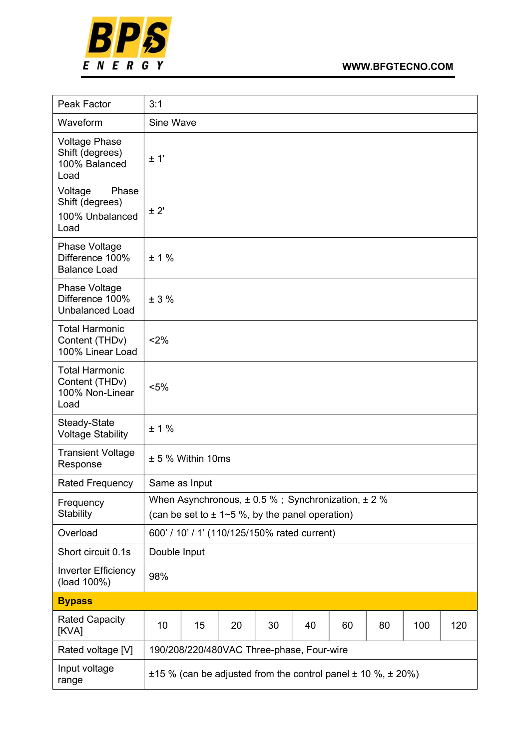| | | | | | | | | |
|---|---|---|---|---|---|---|---|---|
| Peak Factor | 3:1 | | | | | | | | |
| Waveform | Sine Wave | | | | | | | | |
| Voltage Phase Shift (degrees) 100% Balanced Load | ± 1' | | | | | | | | |
| Voltage Phase Shift (degrees) 100% Unbalanced Load | ± 2' | | | | | | | | |
| Phase Voltage Difference 100% Balance Load | ± 1 % | | | | | | | | |
| Phase Voltage Difference 100% Unbalanced Load | ± 3 % | | | | | | | | |
| Total Harmonic Content (THDv) 100% Linear Load | <2% | | | | | | | | |
| Total Harmonic Content (THDv) 100% Non-Linear Load | <5% | | | | | | | | |
| Steady-State Voltage Stability | ± 1 % | | | | | | | | |
| Transient Voltage Response | ± 5 % Within 10ms | | | | | | | | |
| Rated Frequency | Same as Input | | | | | | | | |
| Frequency Stability | When Asynchronous, ± 0.5 %；Synchronization, ± 2 % (can be set to ± 1~5 %, by the panel operation) | | | | | | | | |
| Overload | 600' / 10' / 1' (110/125/150% rated current) | | | | | | | | |
| Short circuit 0.1s | Double Input | | | | | | | | |
| Inverter Efficiency (load 100%) | 98% | | | | | | | | |
| **Bypass** | | | | | | | | | |
| Rated Capacity [KVA] | 10 | 15 | 20 | 30 | 40 | 60 | 80 | 100 | 120 |
| Rated voltage [V] | 190/208/220/480VAC Three-phase, Four-wire | | | | | | | | |
| Input voltage range | ±15 % (can be adjusted from the control panel ± 10 %, ± 20%) | | | | | | | | |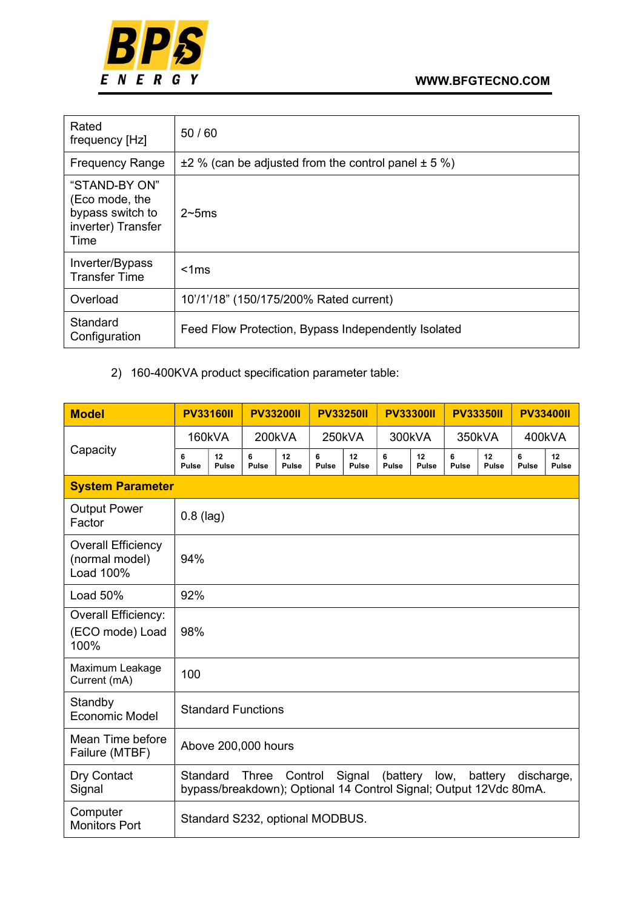| Rated frequency [Hz] | 50 / 60 |
|---|---|
| Frequency Range | ±2 % (can be adjusted from the control panel ± 5 %) |
| “STAND-BY ON” (Eco mode, the bypass switch to inverter) Transfer Time | 2~5ms |
| Inverter/Bypass Transfer Time | <1ms |
| Overload | 10’/1’/18” (150/175/200% Rated current) |
| Standard Configuration | Feed Flow Protection, Bypass Independently Isolated |

2) 160-400KVA product specification parameter table:

| **Model** | **PV33160II** | | **PV33200II** | | **PV33250II** | | **PV33300II** | | **PV33350II** | | **PV33400II** | |
|---|---|---|---|---|---|---|---|---|---|---|---|---|
| Capacity | 160kVA | | 200kVA | | 250kVA | | 300kVA | | 350kVA | | 400kVA | |
| | 6 Pulse | 12 Pulse | 6 Pulse | 12 Pulse | 6 Pulse | 12 Pulse | 6 Pulse | 12 Pulse | 6 Pulse | 12 Pulse | 6 Pulse | 12 Pulse |
| **System Parameter** | | | | | | | | | | | | |
| Output Power Factor | 0.8 (lag) | | | | | | | | | | | |
| Overall Efficiency (normal model) Load 100% | 94% | | | | | | | | | | | |
| Load 50% | 92% | | | | | | | | | | | |
| Overall Efficiency: (ECO mode) Load 100% | 98% | | | | | | | | | | | |
| Maximum Leakage Current (mA) | 100 | | | | | | | | | | | |
| Standby Economic Model | Standard Functions | | | | | | | | | | | |
| Mean Time before Failure (MTBF) | Above 200,000 hours | | | | | | | | | | | |
| Dry Contact Signal | Standard Three Control Signal (battery low, battery discharge, bypass/breakdown); Optional 14 Control Signal; Output 12Vdc 80mA. | | | | | | | | | | | |
| Computer Monitors Port | Standard S232, optional MODBUS. | | | | | | | | | | | |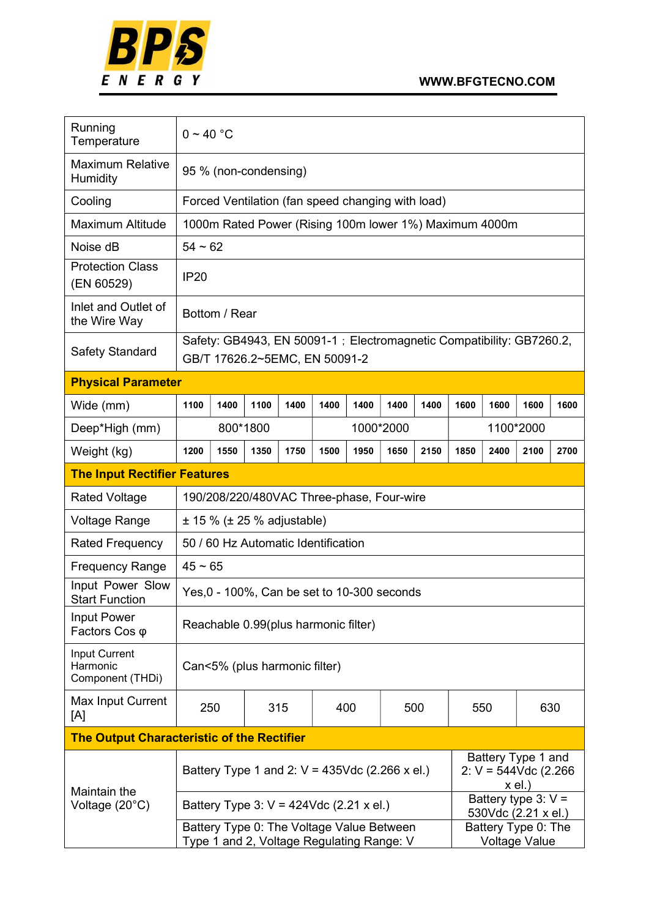| Running Temperature | 0 ~ 40 °C | | | | | | | | | | | |
|---|---|---|---|---|---|---|---|---|---|---|---|---|
| Maximum Relative Humidity | 95 % (non-condensing) | | | | | | | | | | | |
| Cooling | Forced Ventilation (fan speed changing with load) | | | | | | | | | | | |
| Maximum Altitude | 1000m Rated Power (Rising 100m lower 1%) Maximum 4000m | | | | | | | | | | | |
| Noise dB | 54 ~ 62 | | | | | | | | | | | |
| Protection Class (EN 60529) | IP20 | | | | | | | | | | | |
| Inlet and Outlet of the Wire Way | Bottom / Rear | | | | | | | | | | | |
| Safety Standard | Safety: GB4943, EN 50091-1；Electromagnetic Compatibility: GB7260.2, GB/T 17626.2~5EMC, EN 50091-2 | | | | | | | | | | | |
| **Physical Parameter** | | | | | | | | | | | | |
| Wide (mm) | 1100 | 1400 | 1100 | 1400 | 1400 | 1400 | 1400 | 1400 | 1600 | 1600 | 1600 | 1600 |
| Deep*High (mm) | 800*1800 | | | | 1000*2000 | | | | 1100*2000 | | | |
| Weight (kg) | 1200 | 1550 | 1350 | 1750 | 1500 | 1950 | 1650 | 2150 | 1850 | 2400 | 2100 | 2700 |
| **The Input Rectifier Features** | | | | | | | | | | | | |
| Rated Voltage | 190/208/220/480VAC Three-phase, Four-wire | | | | | | | | | | | |
| Voltage Range | ± 15 % (± 25 % adjustable) | | | | | | | | | | | |
| Rated Frequency | 50 / 60 Hz Automatic Identification | | | | | | | | | | | |
| Frequency Range | 45 ~ 65 | | | | | | | | | | | |
| Input Power Slow Start Function | Yes,0 - 100%, Can be set to 10-300 seconds | | | | | | | | | | | |
| Input Power Factors Cos φ | Reachable 0.99(plus harmonic filter) | | | | | | | | | | | |
| Input Current Harmonic Component (THDi) | Can<5% (plus harmonic filter) | | | | | | | | | | | |
| Max Input Current [A] | 250 | | 315 | | 400 | | 500 | | 550 | | 630 | |
| **The Output Characteristic of the Rectifier** | | | | | | | | | | | | |
| Maintain the Voltage (20°C) | Battery Type 1 and 2: V = 435Vdc (2.266 x el.) | | | | | | | | Battery Type 1 and 2: V = 544Vdc (2.266 x el.) | | | |
| | Battery Type 3: V = 424Vdc (2.21 x el.) | | | | | | | | Battery type 3: V = 530Vdc (2.21 x el.) | | | |
| | Battery Type 0: The Voltage Value Between Type 1 and 2, Voltage Regulating Range: V | | | | | | | | Battery Type 0: The Voltage Value | | | |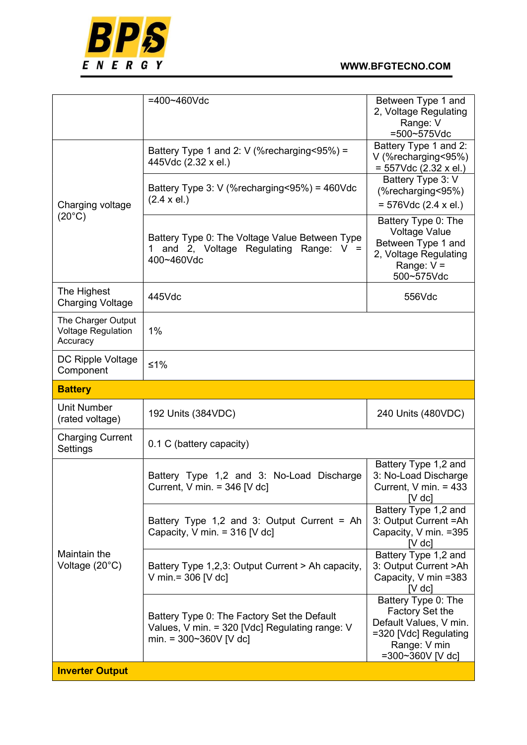| | | |
|---|---|---|
| | =400~460Vdc | Between Type 1 and 2, Voltage Regulating Range: V =500~575Vdc |
| Charging voltage (20°C) | Battery Type 1 and 2: V (%recharging<95%) = 445Vdc (2.32 x el.) | Battery Type 1 and 2: V (%recharging<95%) = 557Vdc (2.32 x el.) |
| | Battery Type 3: V (%recharging<95%) = 460Vdc (2.4 x el.) | Battery Type 3: V (%recharging<95%) = 576Vdc (2.4 x el.) |
| | Battery Type 0: The Voltage Value Between Type 1 and 2, Voltage Regulating Range: V = 400~460Vdc | Battery Type 0: The Voltage Value Between Type 1 and 2, Voltage Regulating Range: V = 500~575Vdc |
| The Highest Charging Voltage | 445Vdc | 556Vdc |
| The Charger Output Voltage Regulation Accuracy | 1% | |
| DC Ripple Voltage Component | ≤1% | |
| **Battery** | | |
| Unit Number (rated voltage) | 192 Units (384VDC) | 240 Units (480VDC) |
| Charging Current Settings | 0.1 C (battery capacity) | |
| Maintain the Voltage (20°C) | Battery Type 1,2 and 3: No-Load Discharge Current, V min. = 346 [V dc] | Battery Type 1,2 and 3: No-Load Discharge Current, V min. = 433 [V dc] |
| | Battery Type 1,2 and 3: Output Current = Ah Capacity, V min. = 316 [V dc] | Battery Type 1,2 and 3: Output Current =Ah Capacity, V min. =395 [V dc] |
| | Battery Type 1,2,3: Output Current > Ah capacity, V min.= 306 [V dc] | Battery Type 1,2 and 3: Output Current >Ah Capacity, V min =383 [V dc] |
| | Battery Type 0: The Factory Set the Default Values, V min. = 320 [Vdc] Regulating range: V min. = 300~360V [V dc] | Battery Type 0: The Factory Set the Default Values, V min. =320 [Vdc] Regulating Range: V min =300~360V [V dc] |
| **Inverter Output** | | |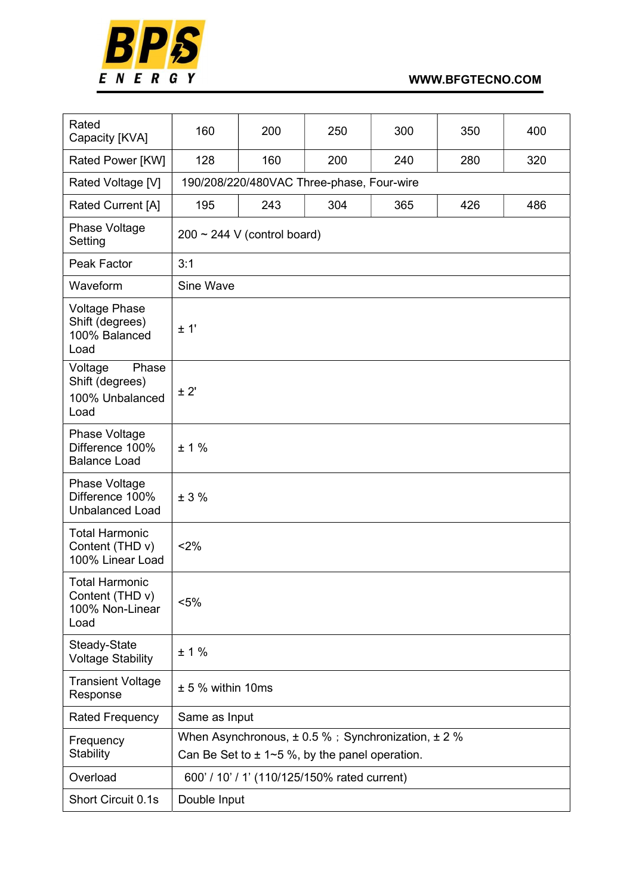| Rated Capacity [KVA] | 160 | 200 | 250 | 300 | 350 | 400 |
|---|---|---|---|---|---|---|
| Rated Power [KW] | 128 | 160 | 200 | 240 | 280 | 320 |
| Rated Voltage [V] | 190/208/220/480VAC Three-phase, Four-wire | | | | | |
| Rated Current [A] | 195 | 243 | 304 | 365 | 426 | 486 |
| Phase Voltage Setting | 200 ~ 244 V (control board) | | | | | |
| Peak Factor | 3:1 | | | | | |
| Waveform | Sine Wave | | | | | |
| Voltage Phase Shift (degrees) 100% Balanced Load | ± 1' | | | | | |
| Voltage Phase Shift (degrees) 100% Unbalanced Load | ± 2' | | | | | |
| Phase Voltage Difference 100% Balance Load | ± 1 % | | | | | |
| Phase Voltage Difference 100% Unbalanced Load | ± 3 % | | | | | |
| Total Harmonic Content (THD v) 100% Linear Load | <2% | | | | | |
| Total Harmonic Content (THD v) 100% Non-Linear Load | <5% | | | | | |
| Steady-State Voltage Stability | ± 1 % | | | | | |
| Transient Voltage Response | ± 5 % within 10ms | | | | | |
| Rated Frequency | Same as Input | | | | | |
| Frequency Stability | When Asynchronous, ± 0.5 %；Synchronization, ± 2 %<br>Can Be Set to ± 1~5 %, by the panel operation. | | | | | |
| Overload | 600' / 10' / 1' (110/125/150% rated current) | | | | | |
| Short Circuit 0.1s | Double Input | | | | | |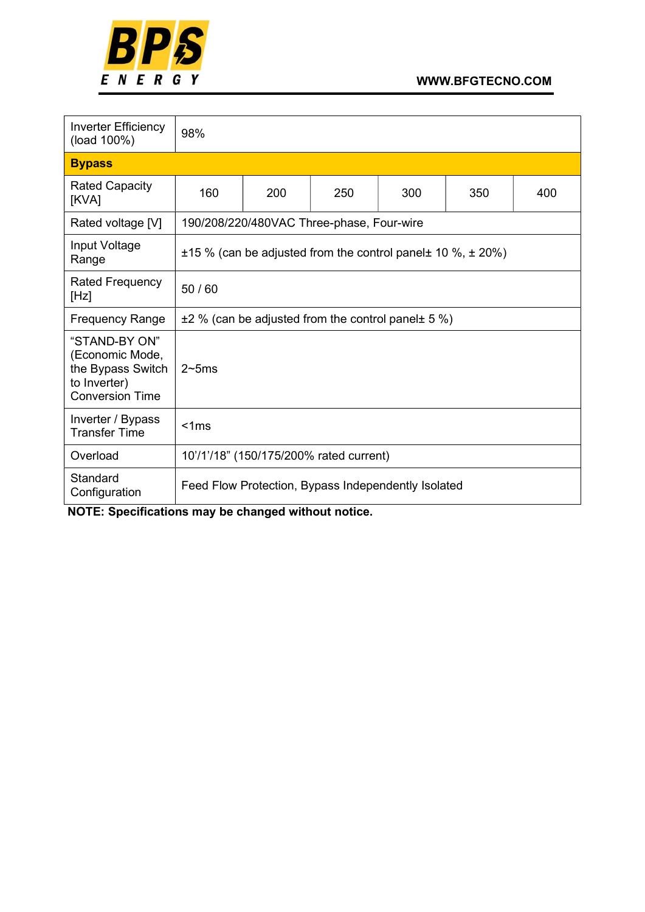| | | | | | | |
|---|---|---|---|---|---|---|
| Inverter Efficiency (load 100%) | 98% | | | | | |
| **Bypass** | | | | | | |
| Rated Capacity [KVA] | 160 | 200 | 250 | 300 | 350 | 400 |
| Rated voltage [V] | 190/208/220/480VAC Three-phase, Four-wire | | | | | |
| Input Voltage Range | ±15 % (can be adjusted from the control panel± 10 %, ± 20%) | | | | | |
| Rated Frequency [Hz] | 50 / 60 | | | | | |
| Frequency Range | ±2 % (can be adjusted from the control panel± 5 %) | | | | | |
| "STAND-BY ON" (Economic Mode, the Bypass Switch to Inverter) Conversion Time | 2~5ms | | | | | |
| Inverter / Bypass Transfer Time | <1ms | | | | | |
| Overload | 10'/1'/18" (150/175/200% rated current) | | | | | |
| Standard Configuration | Feed Flow Protection, Bypass Independently Isolated | | | | | |

**NOTE: Specifications may be changed without notice.**